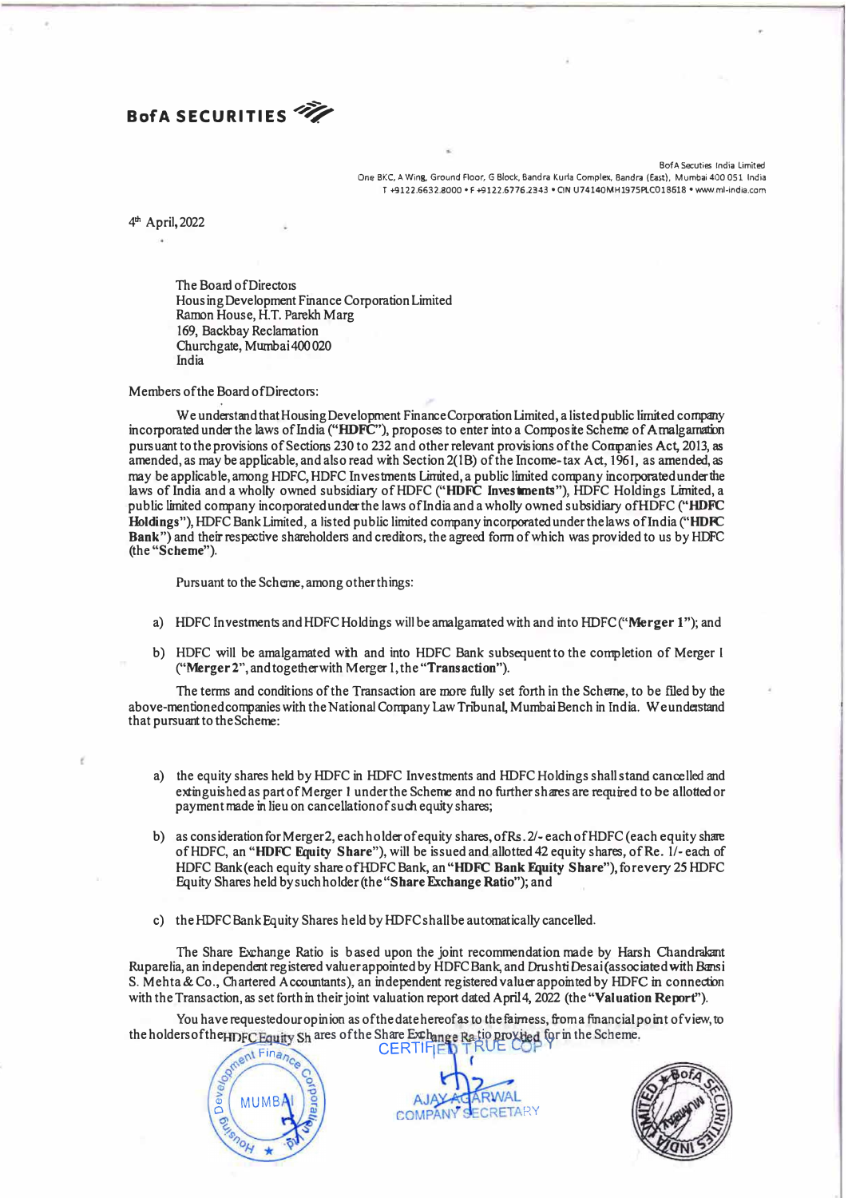**BofA SECURITIES**

BofA Secuties India Limited
One BKC, A Wing, Ground Floor, G Block, Bandra Kurla Complex, Bandra (East), Mumbai 400 051 India
T +9122.6632.8000 • F +9122.6776.2343 • CIN U74140MH1975PLC018618 • www.ml-india.com

4th April, 2022

The Board of Directors
Housing Development Finance Corporation Limited
Ramon House, H.T. Parekh Marg
169, Backbay Reclamation
Churchgate, Mumbai 400 020
India

Members of the Board of Directors:

We understand that Housing Development Finance Corporation Limited, a listed public limited company incorporated under the laws of India (**"HDFC"**), proposes to enter into a Composite Scheme of Amalgamation pursuant to the provisions of Sections 230 to 232 and other relevant provisions of the Companies Act, 2013, as amended, as may be applicable, and also read with Section 2(1B) of the Income-tax Act, 1961, as amended, as may be applicable, among HDFC, HDFC Investments Limited, a public limited company incorporated under the laws of India and a wholly owned subsidiary of HDFC (**"HDFC Investments"**), HDFC Holdings Limited, a public limited company incorporated under the laws of India and a wholly owned subsidiary of HDFC (**"HDFC Holdings"**), HDFC Bank Limited, a listed public limited company incorporated under the laws of India (**"HDFC Bank"**) and their respective shareholders and creditors, the agreed form of which was provided to us by HDFC (the **"Scheme"**).

Pursuant to the Scheme, among other things:

a) HDFC Investments and HDFC Holdings will be amalgamated with and into HDFC (**"Merger 1"**); and

b) HDFC will be amalgamated with and into HDFC Bank subsequent to the completion of Merger 1 (**"Merger 2"**, and together with Merger 1, the **"Transaction"**).

The terms and conditions of the Transaction are more fully set forth in the Scheme, to be filed by the above-mentioned companies with the National Company Law Tribunal, Mumbai Bench in India. We understand that pursuant to the Scheme:

a) the equity shares held by HDFC in HDFC Investments and HDFC Holdings shall stand cancelled and extinguished as part of Merger 1 under the Scheme and no further shares are required to be allotted or payment made in lieu on cancellation of such equity shares;

b) as consideration for Merger 2, each holder of equity shares, of Rs. 2/- each of HDFC (each equity share of HDFC, an **"HDFC Equity Share"**), will be issued and allotted 42 equity shares, of Re. 1/- each of HDFC Bank (each equity share of HDFC Bank, an **"HDFC Bank Equity Share"**), for every 25 HDFC Equity Shares held by such holder (the **"Share Exchange Ratio"**); and

c) the HDFC Bank Equity Shares held by HDFC shall be automatically cancelled.

The Share Exchange Ratio is based upon the joint recommendation made by Harsh Chandrakant Ruparelia, an independent registered valuer appointed by HDFC Bank, and Drushti Desai (associated with Bansi S. Mehta & Co., Chartered Accountants), an independent registered valuer appointed by HDFC in connection with the Transaction, as set forth in their joint valuation report dated April 4, 2022 (the **"Valuation Report"**).

You have requested our opinion as of the date hereof as to the fairness, from a financial point of view, to the holders of the HDFC Equity Shares of the Share Exchange Ratio provided for in the Scheme.

CERTIFIED TRUE COPY
AJAY AGARWAL
COMPANY SECRETARY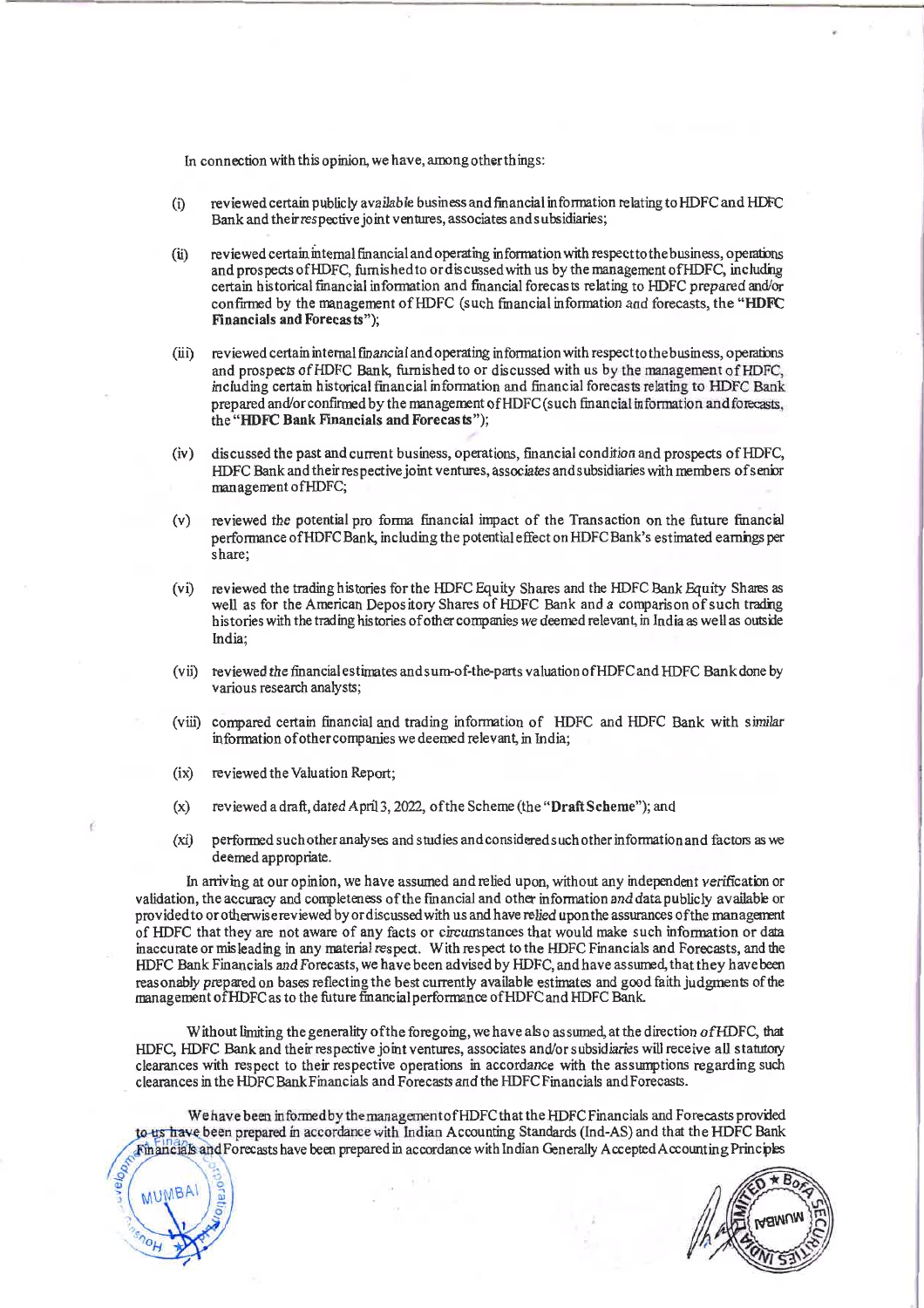In connection with this opinion, we have, among other things:

(i) reviewed certain publicly available business and financial information relating to HDFC and HDFC Bank and their respective joint ventures, associates and subsidiaries;

(ii) reviewed certain internal financial and operating information with respect to the business, operations and prospects of HDFC, furnished to or discussed with us by the management of HDFC, including certain historical financial information and financial forecasts relating to HDFC prepared and/or confirmed by the management of HDFC (such financial information and forecasts, the "**HDFC Financials and Forecasts**");

(iii) reviewed certain internal financial and operating information with respect to the business, operations and prospects of HDFC Bank, furnished to or discussed with us by the management of HDFC, including certain historical financial information and financial forecasts relating to HDFC Bank prepared and/or confirmed by the management of HDFC (such financial information and forecasts, the "**HDFC Bank Financials and Forecasts**");

(iv) discussed the past and current business, operations, financial condition and prospects of HDFC, HDFC Bank and their respective joint ventures, associates and subsidiaries with members of senior management of HDFC;

(v) reviewed the potential pro forma financial impact of the Transaction on the future financial performance of HDFC Bank, including the potential effect on HDFC Bank's estimated earnings per share;

(vi) reviewed the trading histories for the HDFC Equity Shares and the HDFC Bank Equity Shares as well as for the American Depository Shares of HDFC Bank and a comparison of such trading histories with the trading histories of other companies we deemed relevant, in India as well as outside India;

(vii) reviewed the financial estimates and sum-of-the-parts valuation of HDFC and HDFC Bank done by various research analysts;

(viii) compared certain financial and trading information of HDFC and HDFC Bank with similar information of other companies we deemed relevant, in India;

(ix) reviewed the Valuation Report;

(x) reviewed a draft, dated April 3, 2022, of the Scheme (the "**Draft Scheme**"); and

(xi) performed such other analyses and studies and considered such other information and factors as we deemed appropriate.

In arriving at our opinion, we have assumed and relied upon, without any independent verification or validation, the accuracy and completeness of the financial and other information and data publicly available or provided to or otherwise reviewed by or discussed with us and have relied upon the assurances of the management of HDFC that they are not aware of any facts or circumstances that would make such information or data inaccurate or misleading in any material respect. With respect to the HDFC Financials and Forecasts, and the HDFC Bank Financials and Forecasts, we have been advised by HDFC, and have assumed, that they have been reasonably prepared on bases reflecting the best currently available estimates and good faith judgments of the management of HDFC as to the future financial performance of HDFC and HDFC Bank.

Without limiting the generality of the foregoing, we have also assumed, at the direction of HDFC, that HDFC, HDFC Bank and their respective joint ventures, associates and/or subsidiaries will receive all statutory clearances with respect to their respective operations in accordance with the assumptions regarding such clearances in the HDFC Bank Financials and Forecasts and the HDFC Financials and Forecasts.

We have been informed by the management of HDFC that the HDFC Financials and Forecasts provided to us have been prepared in accordance with Indian Accounting Standards (Ind-AS) and that the HDFC Bank Financials and Forecasts have been prepared in accordance with Indian Generally Accepted Accounting Principles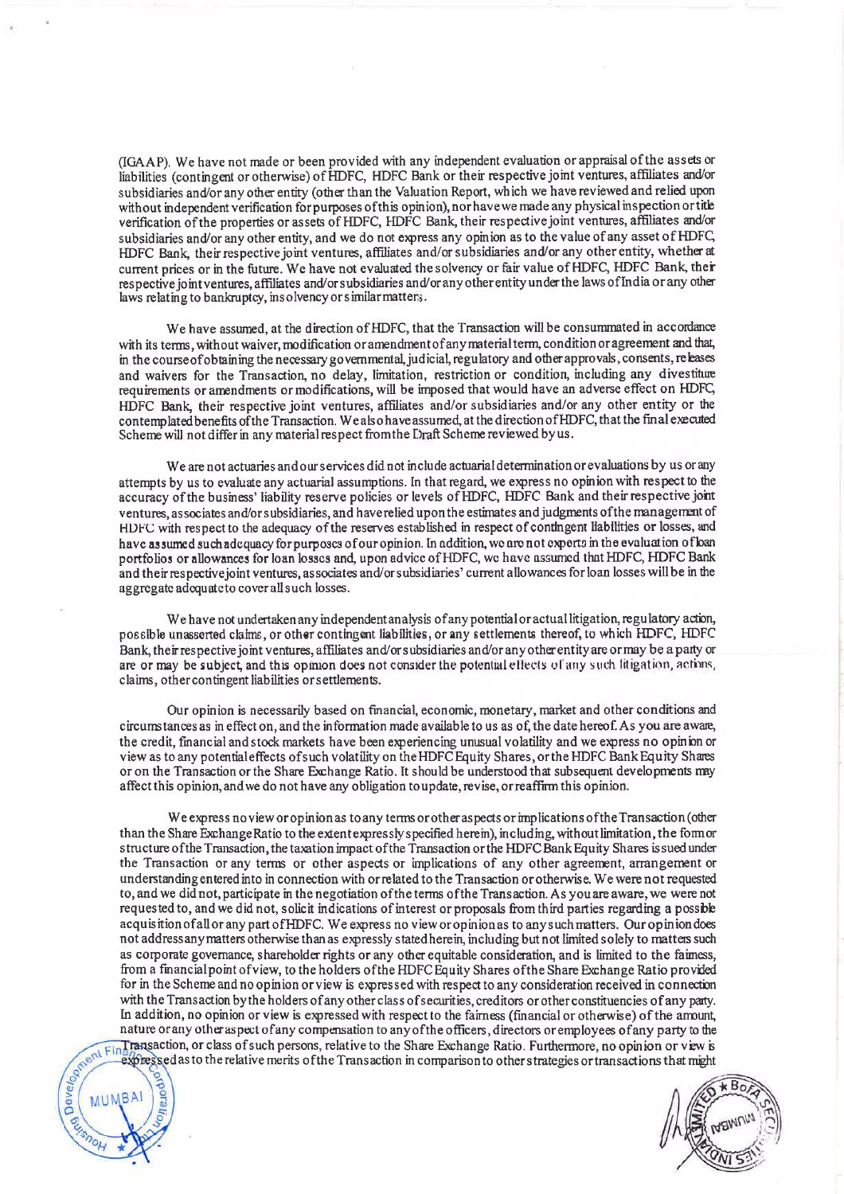(IGAAP). We have not made or been provided with any independent evaluation or appraisal of the assets or liabilities (contingent or otherwise) of HDFC, HDFC Bank or their respective joint ventures, affiliates and/or subsidiaries and/or any other entity (other than the Valuation Report, which we have reviewed and relied upon without independent verification for purposes of this opinion), nor have we made any physical inspection or title verification of the properties or assets of HDFC, HDFC Bank, their respective joint ventures, affiliates and/or subsidiaries and/or any other entity, and we do not express any opinion as to the value of any asset of HDFC, HDFC Bank, their respective joint ventures, affiliates and/or subsidiaries and/or any other entity, whether at current prices or in the future. We have not evaluated the solvency or fair value of HDFC, HDFC Bank, their respective joint ventures, affiliates and/or subsidiaries and/or any other entity under the laws of India or any other laws relating to bankruptcy, insolvency or similar matters.

We have assumed, at the direction of HDFC, that the Transaction will be consummated in accordance with its terms, without waiver, modification or amendment of any material term, condition or agreement and that, in the course of obtaining the necessary governmental, judicial, regulatory and other approvals, consents, releases and waivers for the Transaction, no delay, limitation, restriction or condition, including any divestiture requirements or amendments or modifications, will be imposed that would have an adverse effect on HDFC, HDFC Bank, their respective joint ventures, affiliates and/or subsidiaries and/or any other entity or the contemplated benefits of the Transaction. We also have assumed, at the direction of HDFC, that the final executed Scheme will not differ in any material respect from the Draft Scheme reviewed by us.

We are not actuaries and our services did not include actuarial determination or evaluations by us or any attempts by us to evaluate any actuarial assumptions. In that regard, we express no opinion with respect to the accuracy of the business' liability reserve policies or levels of HDFC, HDFC Bank and their respective joint ventures, associates and/or subsidiaries, and have relied upon the estimates and judgments of the management of HDFC with respect to the adequacy of the reserves established in respect of contingent liabilities or losses, and have assumed such adequacy for purposes of our opinion. In addition, we are not experts in the evaluation of loan portfolios or allowances for loan losses and, upon advice of HDFC, we have assumed that HDFC, HDFC Bank and their respective joint ventures, associates and/or subsidiaries' current allowances for loan losses will be in the aggregate adequate to cover all such losses.

We have not undertaken any independent analysis of any potential or actual litigation, regulatory action, possible unasserted claims, or other contingent liabilities, or any settlements thereof, to which HDFC, HDFC Bank, their respective joint ventures, affiliates and/or subsidiaries and/or any other entity are or may be a party or are or may be subject, and this opinion does not consider the potential effects of any such litigation, actions, claims, other contingent liabilities or settlements.

Our opinion is necessarily based on financial, economic, monetary, market and other conditions and circumstances as in effect on, and the information made available to us as of, the date hereof. As you are aware, the credit, financial and stock markets have been experiencing unusual volatility and we express no opinion or view as to any potential effects of such volatility on the HDFC Equity Shares, or the HDFC Bank Equity Shares or on the Transaction or the Share Exchange Ratio. It should be understood that subsequent developments may affect this opinion, and we do not have any obligation to update, revise, or reaffirm this opinion.

We express no view or opinion as to any terms or other aspects or implications of the Transaction (other than the Share Exchange Ratio to the extent expressly specified herein), including, without limitation, the form or structure of the Transaction, the taxation impact of the Transaction or the HDFC Bank Equity Shares issued under the Transaction or any terms or other aspects or implications of any other agreement, arrangement or understanding entered into in connection with or related to the Transaction or otherwise. We were not requested to, and we did not, participate in the negotiation of the terms of the Transaction. As you are aware, we were not requested to, and we did not, solicit indications of interest or proposals from third parties regarding a possible acquisition of all or any part of HDFC. We express no view or opinion as to any such matters. Our opinion does not address any matters otherwise than as expressly stated herein, including but not limited solely to matters such as corporate governance, shareholder rights or any other equitable consideration, and is limited to the fairness, from a financial point of view, to the holders of the HDFC Equity Shares of the Share Exchange Ratio provided for in the Scheme and no opinion or view is expressed with respect to any consideration received in connection with the Transaction by the holders of any other class of securities, creditors or other constituencies of any party. In addition, no opinion or view is expressed with respect to the fairness (financial or otherwise) of the amount, nature or any other aspect of any compensation to any of the officers, directors or employees of any party to the Transaction, or class of such persons, relative to the Share Exchange Ratio. Furthermore, no opinion or view is expressed as to the relative merits of the Transaction in comparison to other strategies or transactions that might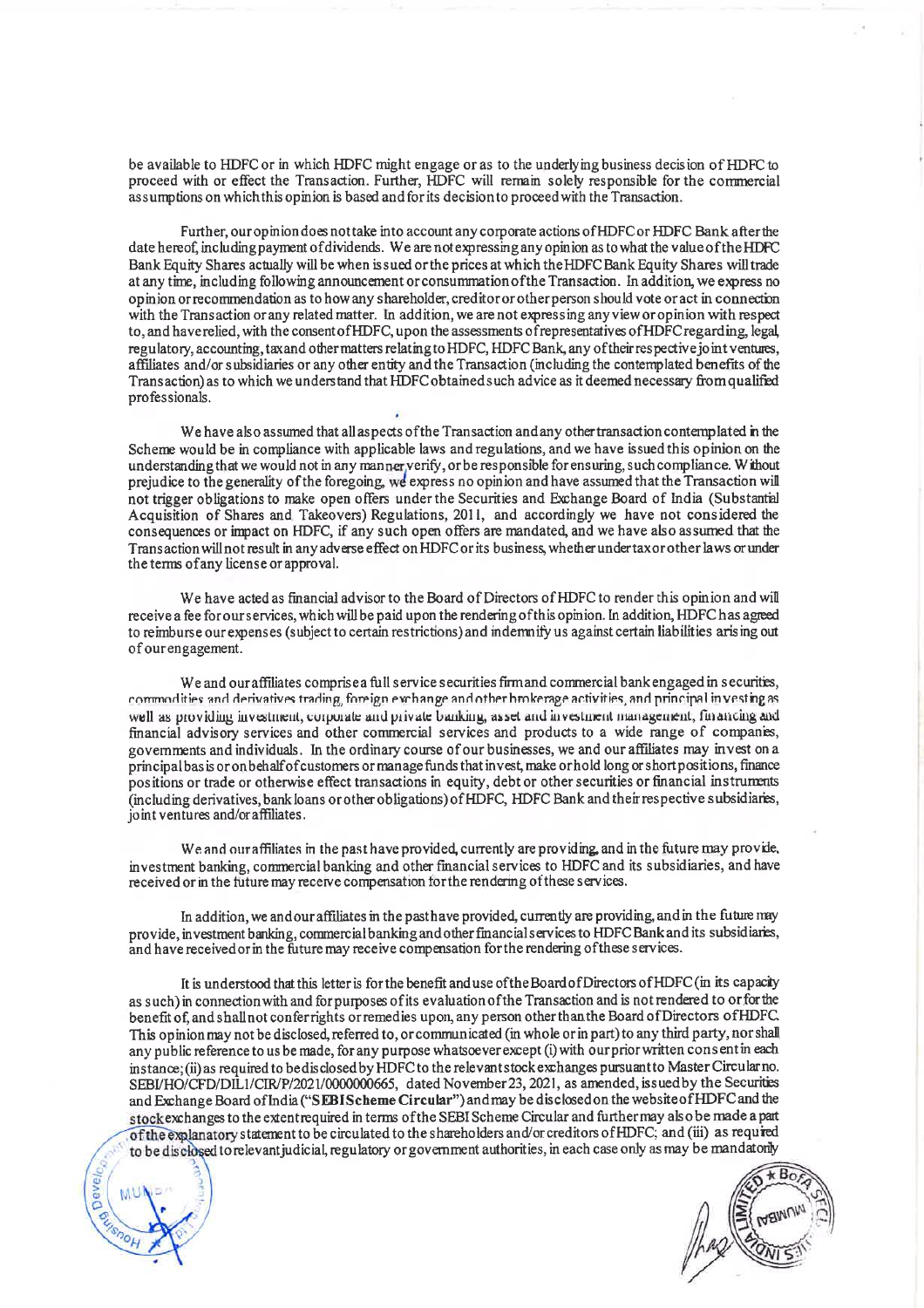be available to HDFC or in which HDFC might engage or as to the underlying business decision of HDFC to proceed with or effect the Transaction. Further, HDFC will remain solely responsible for the commercial assumptions on which this opinion is based and for its decision to proceed with the Transaction.

Further, our opinion does not take into account any corporate actions of HDFC or HDFC Bank after the date hereof, including payment of dividends. We are not expressing any opinion as to what the value of the HDFC Bank Equity Shares actually will be when issued or the prices at which the HDFC Bank Equity Shares will trade at any time, including following announcement or consummation of the Transaction. In addition, we express no opinion or recommendation as to how any shareholder, creditor or other person should vote or act in connection with the Transaction or any related matter. In addition, we are not expressing any view or opinion with respect to, and have relied, with the consent of HDFC, upon the assessments of representatives of HDFC regarding, legal, regulatory, accounting, tax and other matters relating to HDFC, HDFC Bank, any of their respective joint ventures, affiliates and/or subsidiaries or any other entity and the Transaction (including the contemplated benefits of the Transaction) as to which we understand that HDFC obtained such advice as it deemed necessary from qualified professionals.

We have also assumed that all aspects of the Transaction and any other transaction contemplated in the Scheme would be in compliance with applicable laws and regulations, and we have issued this opinion on the understanding that we would not in any manner verify, or be responsible for ensuring, such compliance. Without prejudice to the generality of the foregoing, we express no opinion and have assumed that the Transaction will not trigger obligations to make open offers under the Securities and Exchange Board of India (Substantial Acquisition of Shares and Takeovers) Regulations, 2011, and accordingly we have not considered the consequences or impact on HDFC, if any such open offers are mandated, and we have also assumed that the Transaction will not result in any adverse effect on HDFC or its business, whether under tax or other laws or under the terms of any license or approval.

We have acted as financial advisor to the Board of Directors of HDFC to render this opinion and will receive a fee for our services, which will be paid upon the rendering of this opinion. In addition, HDFC has agreed to reimburse our expenses (subject to certain restrictions) and indemnify us against certain liabilities arising out of our engagement.

We and our affiliates comprise a full service securities firm and commercial bank engaged in securities, commodities and derivatives trading, foreign exchange and other brokerage activities, and principal investing as well as providing investment, corporate and private banking, asset and investment management, financing and financial advisory services and other commercial services and products to a wide range of companies, governments and individuals. In the ordinary course of our businesses, we and our affiliates may invest on a principal basis or on behalf of customers or manage funds that invest, make or hold long or short positions, finance positions or trade or otherwise effect transactions in equity, debt or other securities or financial instruments (including derivatives, bank loans or other obligations) of HDFC, HDFC Bank and their respective subsidiaries, joint ventures and/or affiliates.

We and our affiliates in the past have provided, currently are providing, and in the future may provide, investment banking, commercial banking and other financial services to HDFC and its subsidiaries, and have received or in the future may receive compensation for the rendering of these services.

In addition, we and our affiliates in the past have provided, currently are providing, and in the future may provide, investment banking, commercial banking and other financial services to HDFC Bank and its subsidiaries, and have received or in the future may receive compensation for the rendering of these services.

It is understood that this letter is for the benefit and use of the Board of Directors of HDFC (in its capacity as such) in connection with and for purposes of its evaluation of the Transaction and is not rendered to or for the benefit of, and shall not confer rights or remedies upon, any person other than the Board of Directors of HDFC. This opinion may not be disclosed, referred to, or communicated (in whole or in part) to any third party, nor shall any public reference to us be made, for any purpose whatsoever except (i) with our prior written consent in each instance; (ii) as required to be disclosed by HDFC to the relevant stock exchanges pursuant to Master Circular no. SEBI/HO/CFD/DIL1/CIR/P/2021/0000000665, dated November 23, 2021, as amended, issued by the Securities and Exchange Board of India (**"SEBI Scheme Circular"**) and may be disclosed on the website of HDFC and the stock exchanges to the extent required in terms of the SEBI Scheme Circular and further may also be made a part of the explanatory statement to be circulated to the shareholders and/or creditors of HDFC; and (iii) as required to be disclosed to relevant judicial, regulatory or government authorities, in each case only as may be mandatorily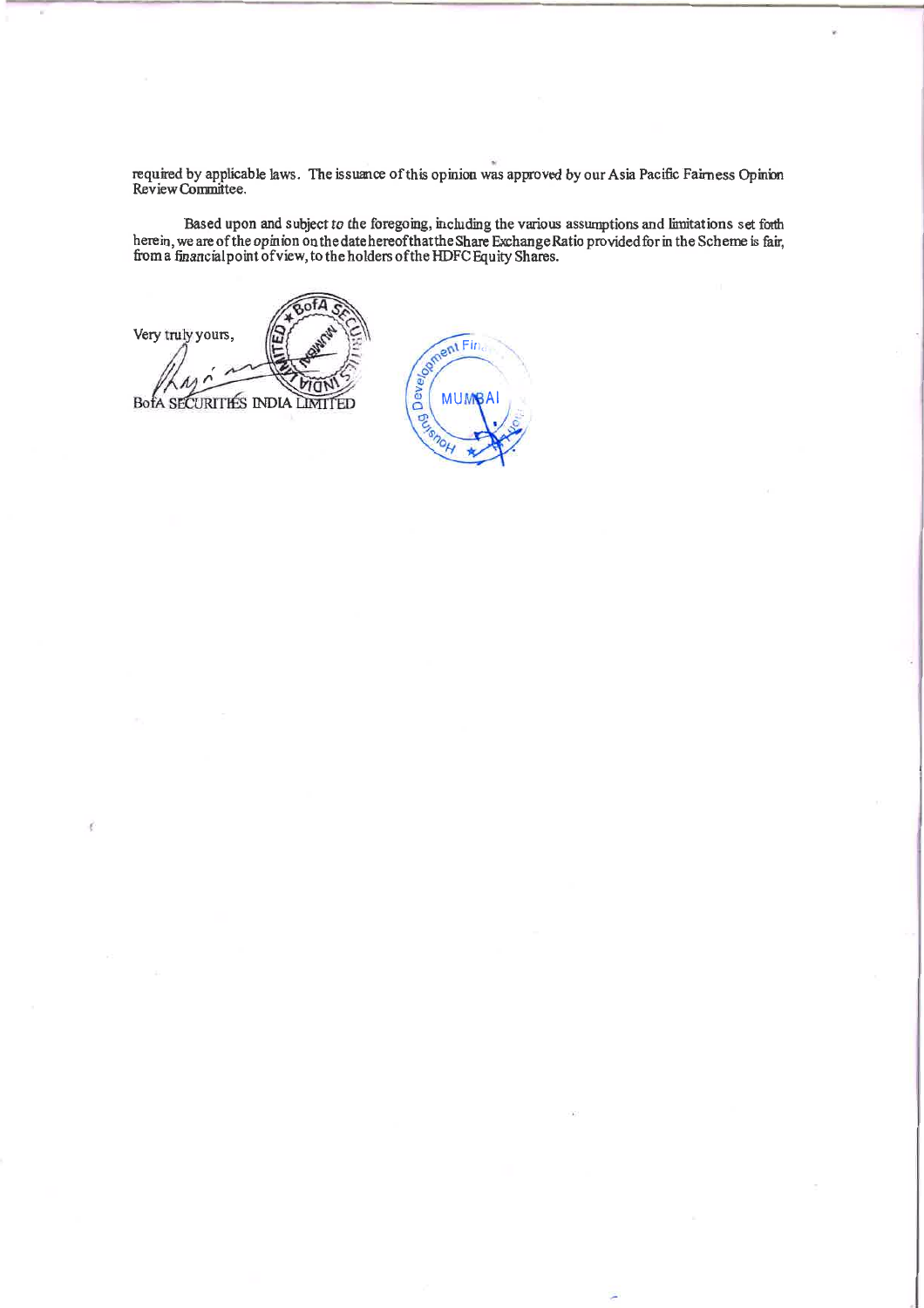required by applicable laws. The issuance of this opinion was approved by our Asia Pacific Fairness Opinion Review Committee.

Based upon and subject to the foregoing, including the various assumptions and limitations set forth herein, we are of the opinion on the date hereof that the Share Exchange Ratio provided for in the Scheme is fair, from a financial point of view, to the holders of the HDFC Equity Shares.

Very truly yours,

BofA SECURITIES INDIA LIMITED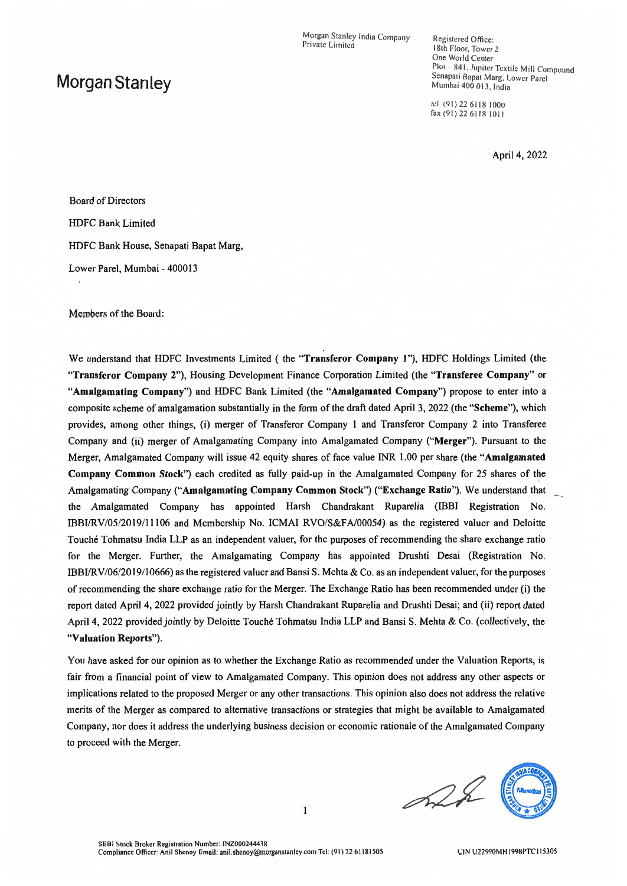Morgan Stanley

Morgan Stanley India Company Private Limited

Registered Office:
18th Floor, Tower 2
One World Center
Plot – 841, Jupiter Textile Mill Compound
Senapati Bapat Marg, Lower Parel
Mumbai 400 013, India

tel (91) 22 6118 1000
fax (91) 22 6118 1011

April 4, 2022

Board of Directors

HDFC Bank Limited

HDFC Bank House, Senapati Bapat Marg,

Lower Parel, Mumbai - 400013

Members of the Board:

We understand that HDFC Investments Limited ( the "**Transferor Company 1**"), HDFC Holdings Limited (the "**Transferor Company 2**"), Housing Development Finance Corporation Limited (the "**Transferee Company**" or "**Amalgamating Company**") and HDFC Bank Limited (the "**Amalgamated Company**") propose to enter into a composite scheme of amalgamation substantially in the form of the draft dated April 3, 2022 (the "**Scheme**"), which provides, among other things, (i) merger of Transferor Company 1 and Transferor Company 2 into Transferee Company and (ii) merger of Amalgamating Company into Amalgamated Company ("**Merger**"). Pursuant to the Merger, Amalgamated Company will issue 42 equity shares of face value INR 1.00 per share (the "**Amalgamated Company Common Stock**") each credited as fully paid-up in the Amalgamated Company for 25 shares of the Amalgamating Company ("**Amalgamating Company Common Stock**") ("**Exchange Ratio**"). We understand that the Amalgamated Company has appointed Harsh Chandrakant Ruparelia (IBBI Registration No. IBBI/RV/05/2019/11106 and Membership No. ICMAI RVO/S&FA/00054) as the registered valuer and Deloitte Touché Tohmatsu India LLP as an independent valuer, for the purposes of recommending the share exchange ratio for the Merger. Further, the Amalgamating Company has appointed Drushti Desai (Registration No. IBBI/RV/06/2019/10666) as the registered valuer and Bansi S. Mehta & Co. as an independent valuer, for the purposes of recommending the share exchange ratio for the Merger. The Exchange Ratio has been recommended under (i) the report dated April 4, 2022 provided jointly by Harsh Chandrakant Ruparelia and Drushti Desai; and (ii) report dated April 4, 2022 provided jointly by Deloitte Touché Tohmatsu India LLP and Bansi S. Mehta & Co. (collectively, the "**Valuation Reports**").

You have asked for our opinion as to whether the Exchange Ratio as recommended under the Valuation Reports, is fair from a financial point of view to Amalgamated Company. This opinion does not address any other aspects or implications related to the proposed Merger or any other transactions. This opinion also does not address the relative merits of the Merger as compared to alternative transactions or strategies that might be available to Amalgamated Company, nor does it address the underlying business decision or economic rationale of the Amalgamated Company to proceed with the Merger.

SEBI Stock Broker Registration Number: INZ000244438
Compliance Officer: Anil Shenoy Email: anil.shenoy@morganstanley.com Tel: (91) 22 61181505

CIN U22990MH1998PTC115305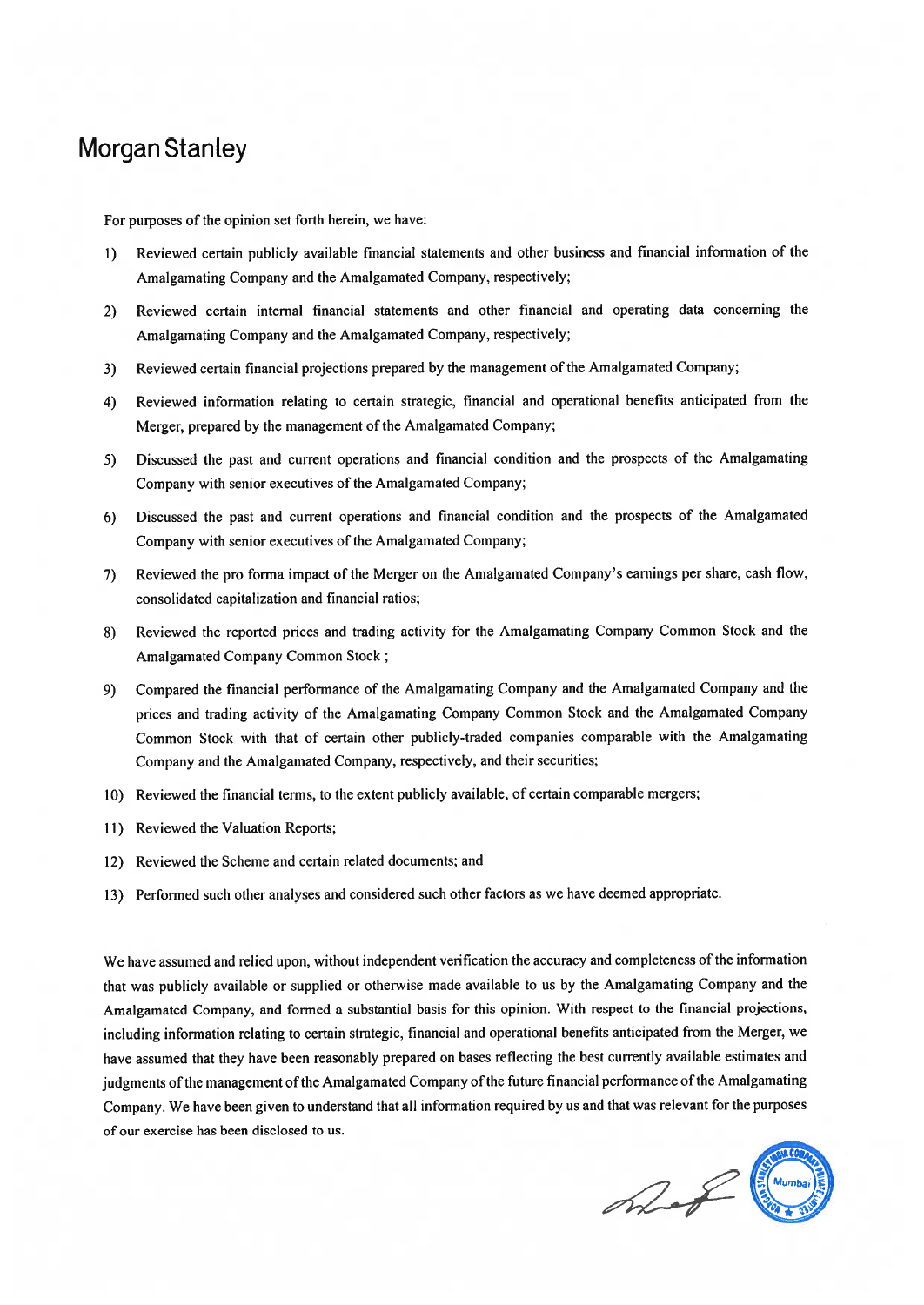# Morgan Stanley

For purposes of the opinion set forth herein, we have:

1) Reviewed certain publicly available financial statements and other business and financial information of the Amalgamating Company and the Amalgamated Company, respectively;
2) Reviewed certain internal financial statements and other financial and operating data concerning the Amalgamating Company and the Amalgamated Company, respectively;
3) Reviewed certain financial projections prepared by the management of the Amalgamated Company;
4) Reviewed information relating to certain strategic, financial and operational benefits anticipated from the Merger, prepared by the management of the Amalgamated Company;
5) Discussed the past and current operations and financial condition and the prospects of the Amalgamating Company with senior executives of the Amalgamated Company;
6) Discussed the past and current operations and financial condition and the prospects of the Amalgamated Company with senior executives of the Amalgamated Company;
7) Reviewed the pro forma impact of the Merger on the Amalgamated Company's earnings per share, cash flow, consolidated capitalization and financial ratios;
8) Reviewed the reported prices and trading activity for the Amalgamating Company Common Stock and the Amalgamated Company Common Stock ;
9) Compared the financial performance of the Amalgamating Company and the Amalgamated Company and the prices and trading activity of the Amalgamating Company Common Stock and the Amalgamated Company Common Stock with that of certain other publicly-traded companies comparable with the Amalgamating Company and the Amalgamated Company, respectively, and their securities;
10) Reviewed the financial terms, to the extent publicly available, of certain comparable mergers;
11) Reviewed the Valuation Reports;
12) Reviewed the Scheme and certain related documents; and
13) Performed such other analyses and considered such other factors as we have deemed appropriate.

We have assumed and relied upon, without independent verification the accuracy and completeness of the information that was publicly available or supplied or otherwise made available to us by the Amalgamating Company and the Amalgamated Company, and formed a substantial basis for this opinion. With respect to the financial projections, including information relating to certain strategic, financial and operational benefits anticipated from the Merger, we have assumed that they have been reasonably prepared on bases reflecting the best currently available estimates and judgments of the management of the Amalgamated Company of the future financial performance of the Amalgamating Company. We have been given to understand that all information required by us and that was relevant for the purposes of our exercise has been disclosed to us.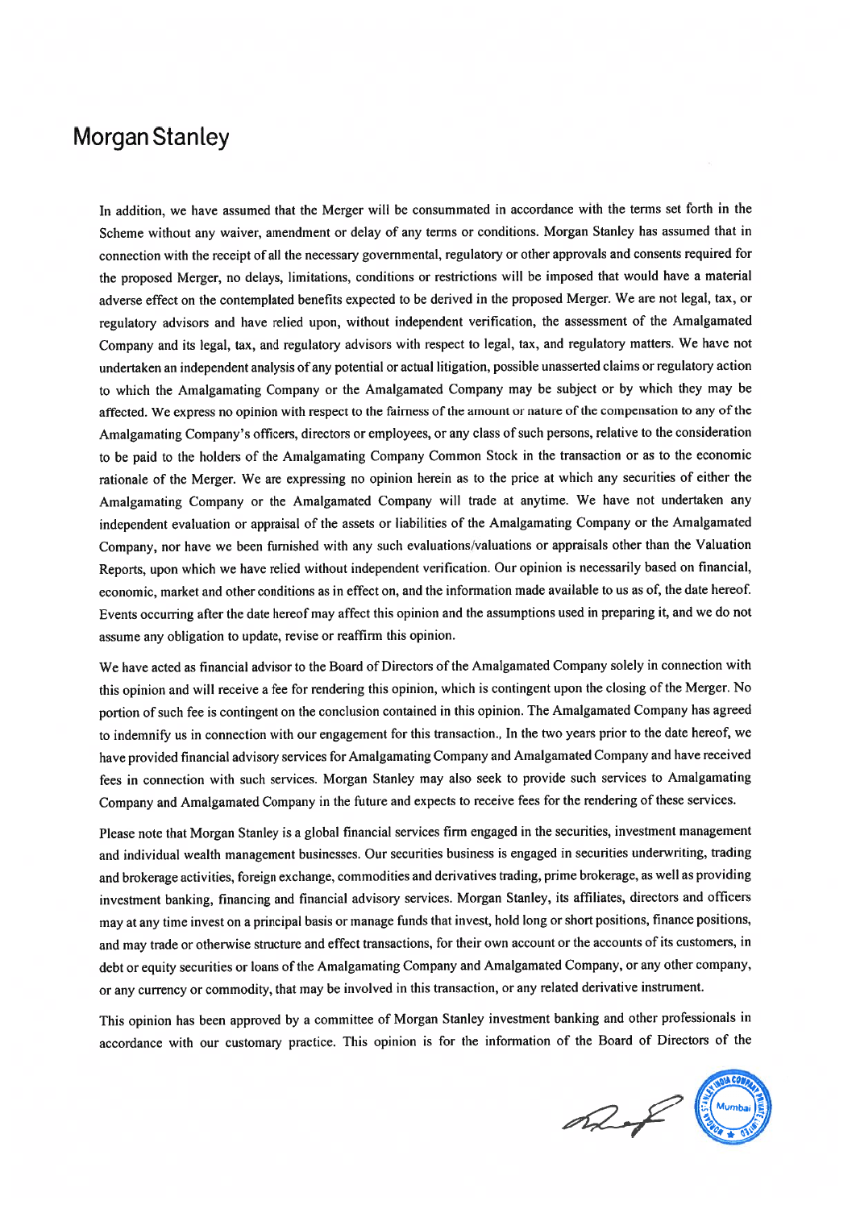# Morgan Stanley

In addition, we have assumed that the Merger will be consummated in accordance with the terms set forth in the Scheme without any waiver, amendment or delay of any terms or conditions. Morgan Stanley has assumed that in connection with the receipt of all the necessary governmental, regulatory or other approvals and consents required for the proposed Merger, no delays, limitations, conditions or restrictions will be imposed that would have a material adverse effect on the contemplated benefits expected to be derived in the proposed Merger. We are not legal, tax, or regulatory advisors and have relied upon, without independent verification, the assessment of the Amalgamated Company and its legal, tax, and regulatory advisors with respect to legal, tax, and regulatory matters. We have not undertaken an independent analysis of any potential or actual litigation, possible unasserted claims or regulatory action to which the Amalgamating Company or the Amalgamated Company may be subject or by which they may be affected. We express no opinion with respect to the fairness of the amount or nature of the compensation to any of the Amalgamating Company's officers, directors or employees, or any class of such persons, relative to the consideration to be paid to the holders of the Amalgamating Company Common Stock in the transaction or as to the economic rationale of the Merger. We are expressing no opinion herein as to the price at which any securities of either the Amalgamating Company or the Amalgamated Company will trade at anytime. We have not undertaken any independent evaluation or appraisal of the assets or liabilities of the Amalgamating Company or the Amalgamated Company, nor have we been furnished with any such evaluations/valuations or appraisals other than the Valuation Reports, upon which we have relied without independent verification. Our opinion is necessarily based on financial, economic, market and other conditions as in effect on, and the information made available to us as of, the date hereof. Events occurring after the date hereof may affect this opinion and the assumptions used in preparing it, and we do not assume any obligation to update, revise or reaffirm this opinion.

We have acted as financial advisor to the Board of Directors of the Amalgamated Company solely in connection with this opinion and will receive a fee for rendering this opinion, which is contingent upon the closing of the Merger. No portion of such fee is contingent on the conclusion contained in this opinion. The Amalgamated Company has agreed to indemnify us in connection with our engagement for this transaction., In the two years prior to the date hereof, we have provided financial advisory services for Amalgamating Company and Amalgamated Company and have received fees in connection with such services. Morgan Stanley may also seek to provide such services to Amalgamating Company and Amalgamated Company in the future and expects to receive fees for the rendering of these services.

Please note that Morgan Stanley is a global financial services firm engaged in the securities, investment management and individual wealth management businesses. Our securities business is engaged in securities underwriting, trading and brokerage activities, foreign exchange, commodities and derivatives trading, prime brokerage, as well as providing investment banking, financing and financial advisory services. Morgan Stanley, its affiliates, directors and officers may at any time invest on a principal basis or manage funds that invest, hold long or short positions, finance positions, and may trade or otherwise structure and effect transactions, for their own account or the accounts of its customers, in debt or equity securities or loans of the Amalgamating Company and Amalgamated Company, or any other company, or any currency or commodity, that may be involved in this transaction, or any related derivative instrument.

This opinion has been approved by a committee of Morgan Stanley investment banking and other professionals in accordance with our customary practice. This opinion is for the information of the Board of Directors of the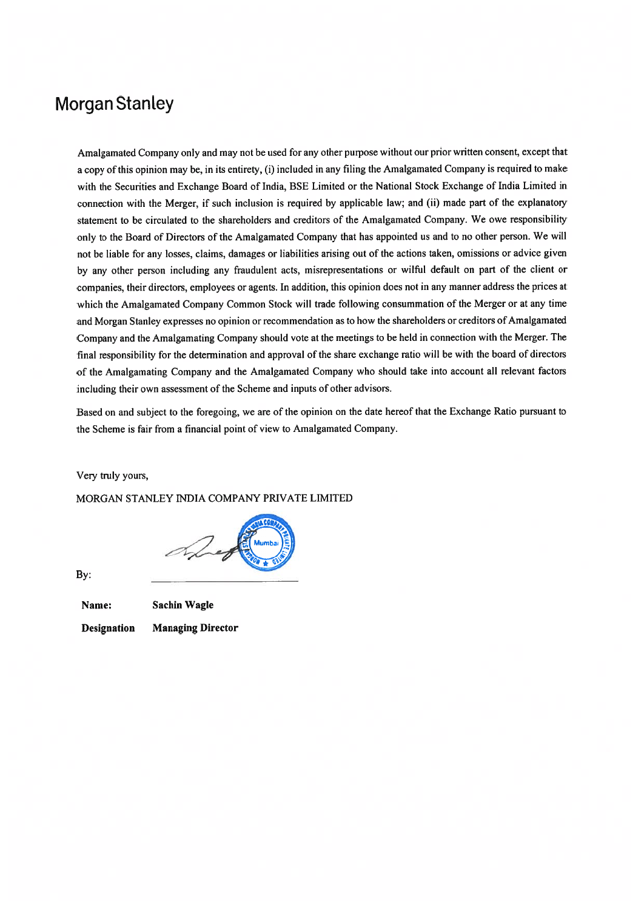Morgan Stanley

Amalgamated Company only and may not be used for any other purpose without our prior written consent, except that a copy of this opinion may be, in its entirety, (i) included in any filing the Amalgamated Company is required to make with the Securities and Exchange Board of India, BSE Limited or the National Stock Exchange of India Limited in connection with the Merger, if such inclusion is required by applicable law; and (ii) made part of the explanatory statement to be circulated to the shareholders and creditors of the Amalgamated Company. We owe responsibility only to the Board of Directors of the Amalgamated Company that has appointed us and to no other person. We will not be liable for any losses, claims, damages or liabilities arising out of the actions taken, omissions or advice given by any other person including any fraudulent acts, misrepresentations or wilful default on part of the client or companies, their directors, employees or agents. In addition, this opinion does not in any manner address the prices at which the Amalgamated Company Common Stock will trade following consummation of the Merger or at any time and Morgan Stanley expresses no opinion or recommendation as to how the shareholders or creditors of Amalgamated Company and the Amalgamating Company should vote at the meetings to be held in connection with the Merger. The final responsibility for the determination and approval of the share exchange ratio will be with the board of directors of the Amalgamating Company and the Amalgamated Company who should take into account all relevant factors including their own assessment of the Scheme and inputs of other advisors.

Based on and subject to the foregoing, we are of the opinion on the date hereof that the Exchange Ratio pursuant to the Scheme is fair from a financial point of view to Amalgamated Company.

Very truly yours,

MORGAN STANLEY INDIA COMPANY PRIVATE LIMITED

By:

**Name:** **Sachin Wagle**

**Designation** **Managing Director**